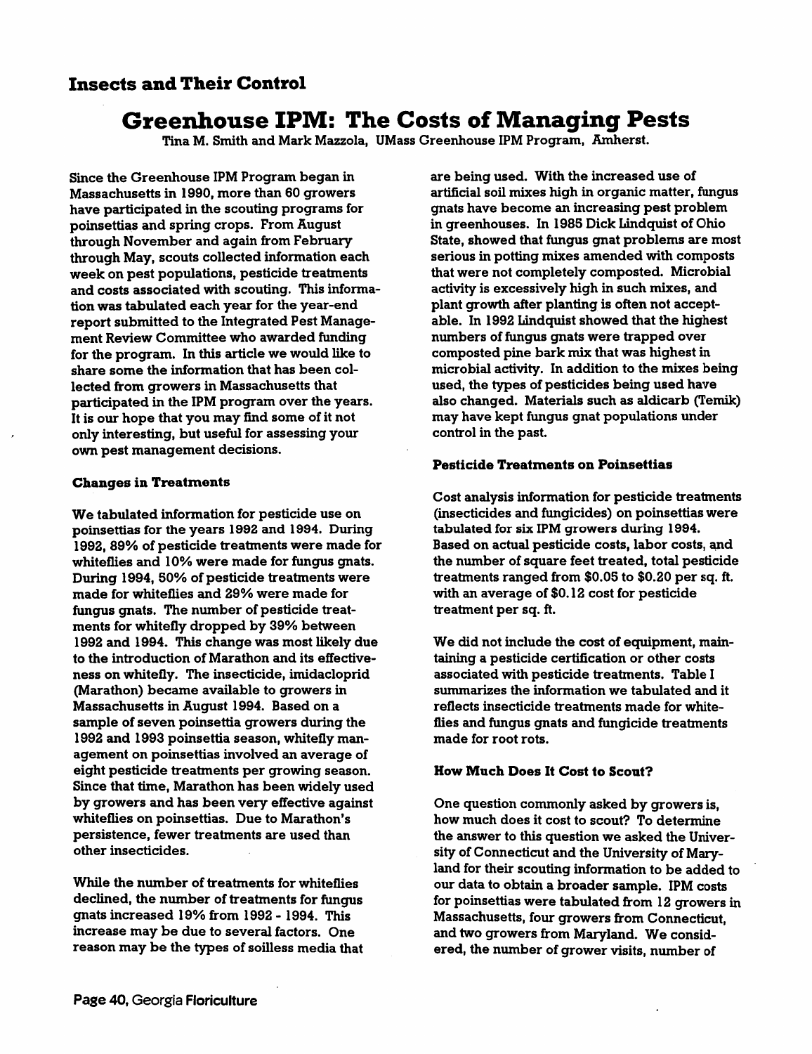## Insects and Their Control

# Greenhouse IPM: The Costs of Managing Pests

Tina M. Smith and Mark Mazzola, UMass Greenhouse IPM Program, Amherst.

Since the Greenhouse IPM Program began in Massachusetts in 1990, more than 60 growers have participated in the scouting programs for poinsettias and spring crops. From August through November and again from February through May, scouts collected information each week on pest populations, pesticide treatments and costs associated with scouting. This information was tabulated each year for the year-end report submitted to the Integrated Pest Management Review Committee who awarded funding for the program. In this article we would like to share some the information that has been collected from growers in Massachusetts that participated in the IPM program over the years. It is our hope that you may find some of it not only interesting, but useful for assessing your own pest management decisions.

### Changes in Treatments

We tabulated information for pesticide use on poinsettias for the years 1992 and 1994. During 1992, 89% of pesticide treatments were made for whiteflies and 10% were made for fungus gnats. During 1994, 50% of pesticide treatments were made for whiteflies and 29% were made for fungus gnats. The number of pesticide treatments for whitefly dropped by 39% between 1992 and 1994. This change was most likely due to the introduction of Marathon and its effectiveness on whitefly. The insecticide, imidacloprid (Marathon) became available to growers in Massachusetts in August 1994. Based on a sample of seven poinsettia growers during the 1992 and 1993 poinsettia season, whitefly management on poinsettias involved an average of eight pesticide treatments per growing season. Since that time, Marathon has been widely used by growers and has been very effective against whiteflies on poinsettias. Due to Marathon's persistence, fewer treatments are used than other insecticides.

While the number of treatments for whiteflies declined, the number of treatments for fungus gnats increased 19% from 1992 - 1994. This increase may be due to several factors. One reason may be the types of soilless media that are being used. With the increased use of artificial soil mixes high in organic matter, fungus gnats have become an increasing pest problem in greenhouses. In 1985 Dick Lindquist of Ohio State, showed that fungus gnat problems are most serious in potting mixes amended with composts that were not completely composted. Microbial activity is excessively high in such mixes, and plant growth after planting is often not acceptable. In 1992 Lindquist showed that the highest numbers of fungus gnats were trapped over composted pine bark mix that was highest in microbial activity. In addition to the mixes being used, the types of pesticides being used have also changed. Materials such as aldicarb (Temik) may have kept fungus gnat populations under control in the past.

### Pesticide Treatments on Poinsettias

Cost analysis information for pesticide treatments (insecticides and fungicides) on poinsettias were tabulated for six IPM growers during 1994. Based on actual pesticide costs, labor costs, and the number of square feet treated, total pesticide treatments ranged from \$0.05 to \$0.20 per sq. ft. with an average of \$0.12 cost for pesticide treatment per sq. ft.

We did not include the cost of equipment, maintaining a pesticide certification or other costs associated with pesticide treatments. Table I summarizes the information we tabulated and it reflects insecticide treatments made for whiteflies and fungus gnats and fungicide treatments made for root rots.

### How Much Does It Cost to Scout?

One question commonly asked by growers is, how much does it cost to scout? To determine the answer to this question we asked the University of Connecticut and the University of Maryland for their scouting information to be added to our data to obtain a broader sample. IPM costs for poinsettias were tabulated from 12 growers in Massachusetts, four growers from Connecticut, and two growers from Maryland. We considered, the number of grower visits, number of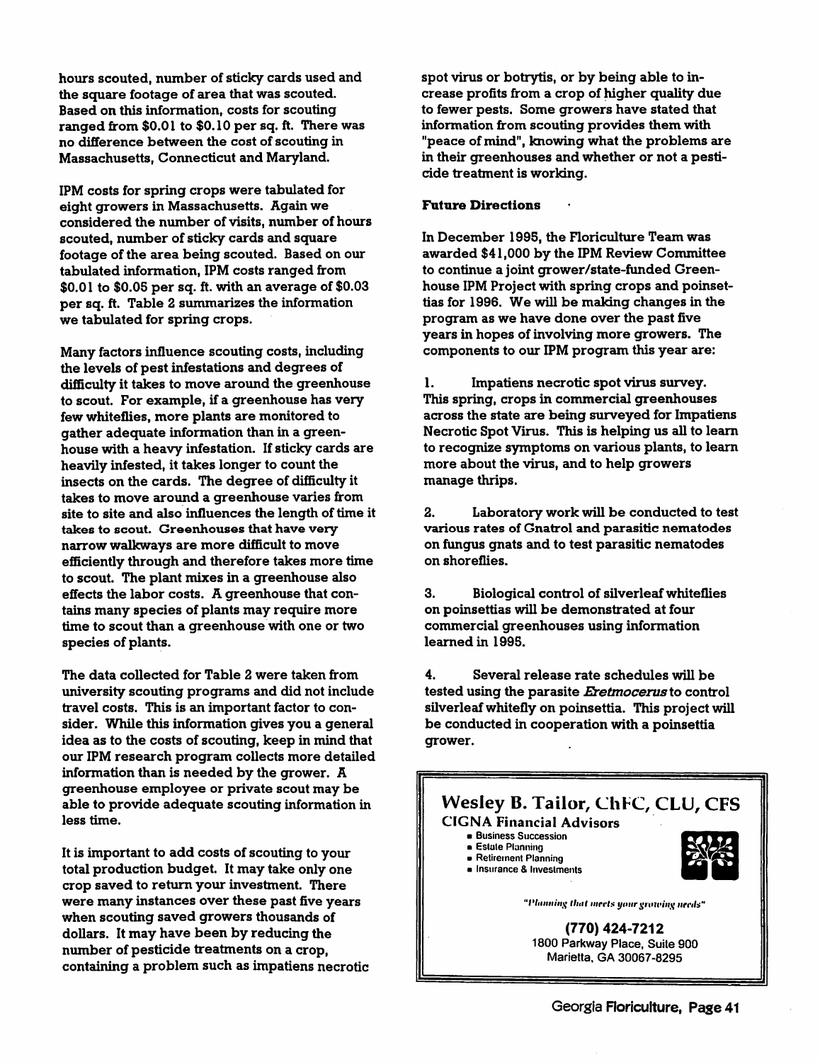hours scouted, number of sticky cards used and the square footage of area that was scouted. Based on this information, costs for scouting ranged from $0.01 to $0.10 per sq. ft. There was no difference between the cost of scouting in Massachusetts, Connecticut and Maryland.

IPM costs for spring crops were tabulated for eight growers in Massachusetts. Again we considered the number of visits, number of hours scouted, number of sticky cards and square footage of the area being scouted. Based on our tabulated information, IPM costs ranged from $0.01 to $0.05 per sq. ft. with an average of $0.03 per sq. ft. Table 2 summarizes the information we tabulated for spring crops.

Many factors influence scouting costs, including the levels of pest infestations and degrees of difficulty it takes to move around the greenhouse to scout. For example, if a greenhouse has very few whiteflies, more plants are monitored to gather adequate information than in a greenhouse with a heavy infestation. If sticky cards are heavily infested, it takes longer to count the insects on the cards. The degree of difficulty it takes to move around a greenhouse varies from site to site and also influences the length of time it takes to scout. Greenhouses that have very narrow walkways are more difficult to move efficiently through and therefore takes more time to scout. The plant mixes in a greenhouse also effects the labor costs. A greenhouse that contains many species of plants may require more time to scout than a greenhouse with one or two species of plants.

The data collected for Table 2 were taken from university scouting programs and did not include travel costs. This is an important factor to consider. While this information gives you a general idea as to the costs of scouting, keep in mind that our IPM research program collects more detailed information than is needed by the grower. A greenhouse employee or private scout may be able to provide adequate scouting information in less time.

It is important to add costs of scouting to your total production budget. It may take only one crop saved to return your investment. There were many instances over these past five years when scouting saved growers thousands of dollars. It may have been by reducing the number of pesticide treatments on a crop, containing a problem such as impatiens necrotic spot virus or botrytis, or by being able to increase profits from a crop of higher quality due to fewer pests. Some growers have stated that information from scouting provides them with "peace of mind", knowing what the problems are in their greenhouses and whether or not a pesticide treatment is working.

**Future Directions**

In December 1995, the Floriculture Team was awarded $41,000 by the IPM Review Committee to continue a joint grower/state-funded Greenhouse IPM Project with spring crops and poinsettias for 1996. We will be making changes in the program as we have done over the past five years in hopes of involving more growers. The components to our IPM program this year are:

1. Impatiens necrotic spot virus survey. This spring, crops in commercial greenhouses across the state are being surveyed for Impatiens Necrotic Spot Virus. This is helping us all to learn to recognize symptoms on various plants, to learn more about the virus, and to help growers manage thrips.

2. Laboratory work will be conducted to test various rates of Gnatrol and parasitic nematodes on fungus gnats and to test parasitic nematodes on shoreflies.

3. Biological control of silverleaf whiteflies on poinsettias will be demonstrated at four commercial greenhouses using information learned in 1995.

4. Several release rate schedules will be tested using the parasite *Eretmocerus* to control silverleaf whitefly on poinsettia. This project will be conducted in cooperation with a poinsettia grower.

**Wesley B. Tailor, ChFC, CLU, CFS**
**CIGNA Financial Advisors**

- Business Succession
- Estate Planning
- Retirement Planning
- Insurance & Investments

*"Planning that meets your growing needs"*

**(770) 424-7212**
1800 Parkway Place, Suite 900
Marietta, GA 30067-8295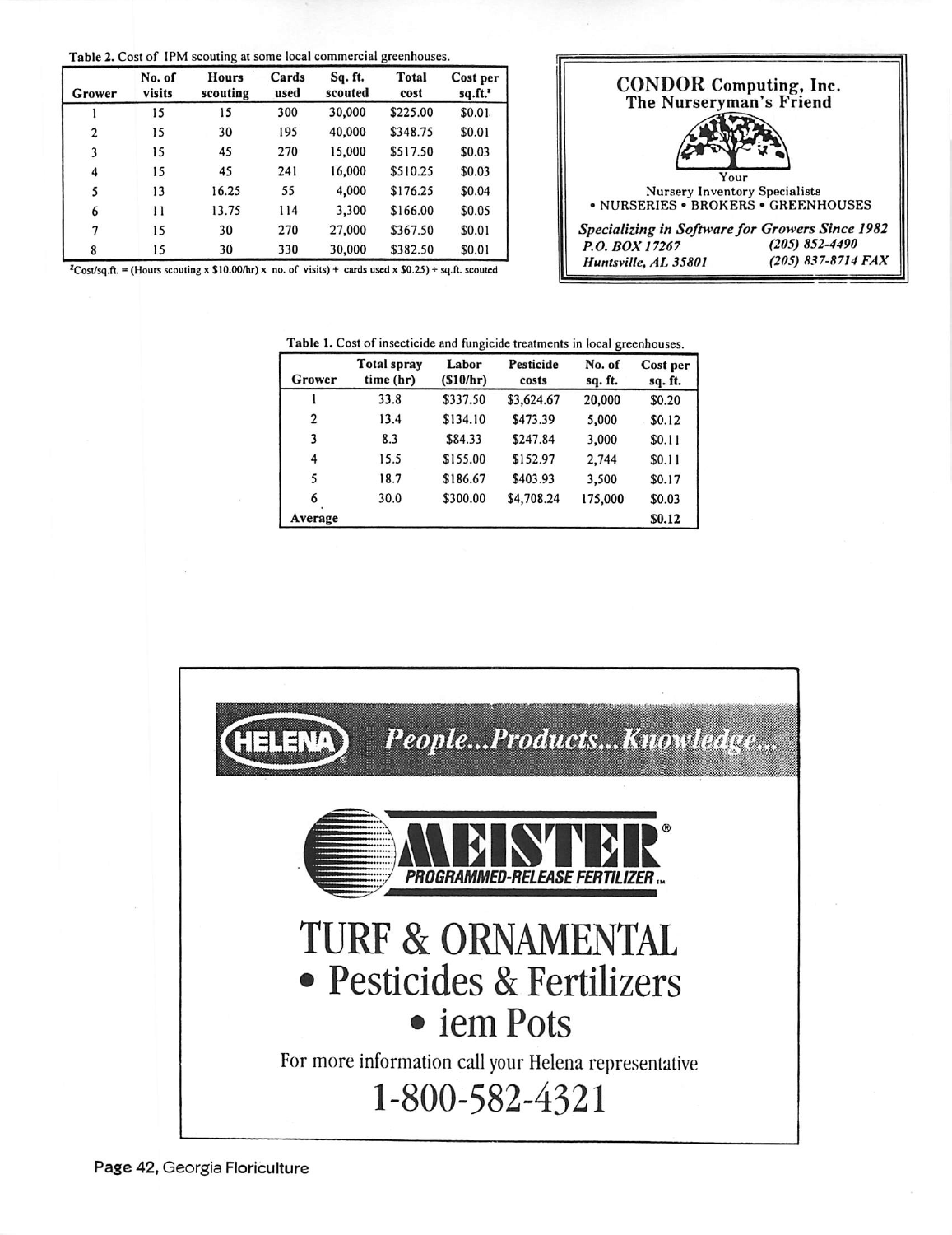Table 2. Cost of IPM scouting at some local commercial greenhouses.

| Grower | No. of visits | Hours scouting | Cards used | Sq. ft. scouted | Total cost | Cost per sq.ft.[z] |
|---|---|---|---|---|---|---|
| 1 | 15 | 15 | 300 | 30,000 | $225.00 | $0.01 |
| 2 | 15 | 30 | 195 | 40,000 | $348.75 | $0.01 |
| 3 | 15 | 45 | 270 | 15,000 | $517.50 | $0.03 |
| 4 | 15 | 45 | 241 | 16,000 | $510.25 | $0.03 |
| 5 | 13 | 16.25 | 55 | 4,000 | $176.25 | $0.04 |
| 6 | 11 | 13.75 | 114 | 3,300 | $166.00 | $0.05 |
| 7 | 15 | 30 | 270 | 27,000 | $367.50 | $0.01 |
| 8 | 15 | 30 | 330 | 30,000 | $382.50 | $0.01 |

[z]Cost/sq.ft. = (Hours scouting x $10.00/hr) x no. of visits) + cards used x $0.25) ÷ sq.ft. scouted

**CONDOR Computing, Inc.**
**The Nurseryman's Friend**

Your
Nursery Inventory Specialists
• NURSERIES • BROKERS • GREENHOUSES

*Specializing in Software for Growers Since 1982*
*P.O. BOX 17267* *(205) 852-4490*
*Huntsville, AL 35801* *(205) 837-8714 FAX*

Table 1. Cost of insecticide and fungicide treatments in local greenhouses.

| Grower | Total spray time (hr) | Labor ($10/hr) | Pesticide costs | No. of sq. ft. | Cost per sq. ft. |
|---|---|---|---|---|---|
| 1 | 33.8 | $337.50 | $3,624.67 | 20,000 | $0.20 |
| 2 | 13.4 | $134.10 | $473.39 | 5,000 | $0.12 |
| 3 | 8.3 | $84.33 | $247.84 | 3,000 | $0.11 |
| 4 | 15.5 | $155.00 | $152.97 | 2,744 | $0.11 |
| 5 | 18.7 | $186.67 | $403.93 | 3,500 | $0.17 |
| 6 | 30.0 | $300.00 | $4,708.24 | 175,000 | $0.03 |
| Average | | | | | $0.12 |

HELENA *People...Products...Knowledge...*

**MEISTER**®
*PROGRAMMED-RELEASE FERTILIZER*™

# TURF & ORNAMENTAL
- Pesticides & Fertilizers
- iem Pots

For more information call your Helena representative

1-800-582-4321